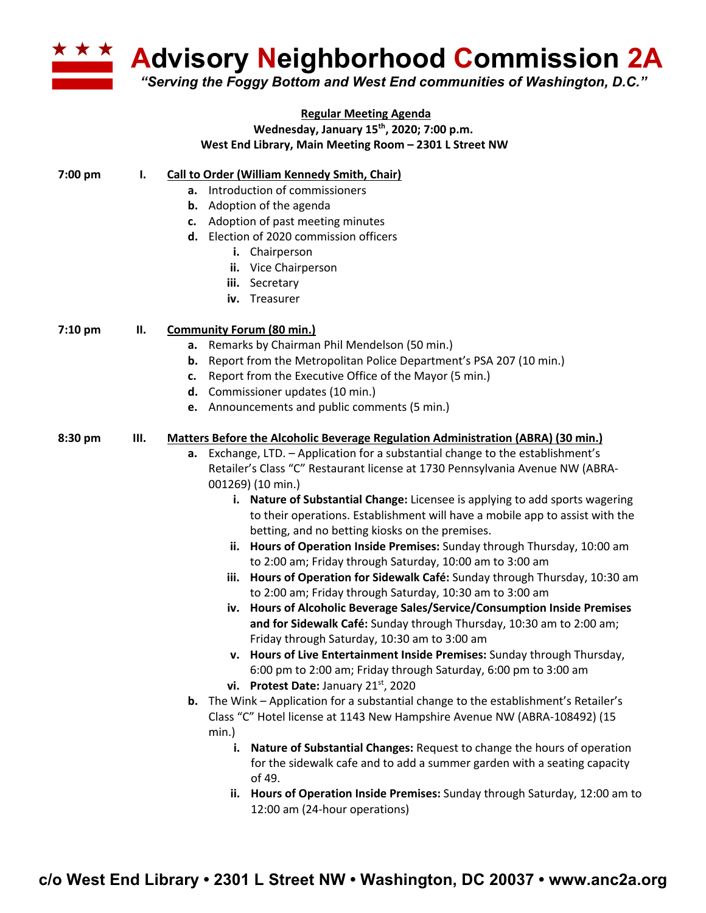# Advisory Neighborhood Commission 2A

*"Serving the Foggy Bottom and West End communities of Washington, D.C."*

**Regular Meeting Agenda**
**Wednesday, January 15th, 2020; 7:00 p.m.**
**West End Library, Main Meeting Room – 2301 L Street NW**

**7:00 pm — I. Call to Order (William Kennedy Smith, Chair)**

- **a.** Introduction of commissioners
- **b.** Adoption of the agenda
- **c.** Adoption of past meeting minutes
- **d.** Election of 2020 commission officers
  - **i.** Chairperson
  - **ii.** Vice Chairperson
  - **iii.** Secretary
  - **iv.** Treasurer

**7:10 pm — II. Community Forum (80 min.)**

- **a.** Remarks by Chairman Phil Mendelson (50 min.)
- **b.** Report from the Metropolitan Police Department's PSA 207 (10 min.)
- **c.** Report from the Executive Office of the Mayor (5 min.)
- **d.** Commissioner updates (10 min.)
- **e.** Announcements and public comments (5 min.)

**8:30 pm — III. Matters Before the Alcoholic Beverage Regulation Administration (ABRA) (30 min.)**

- **a.** Exchange, LTD. – Application for a substantial change to the establishment's Retailer's Class "C" Restaurant license at 1730 Pennsylvania Avenue NW (ABRA-001269) (10 min.)
  - **i. Nature of Substantial Change:** Licensee is applying to add sports wagering to their operations. Establishment will have a mobile app to assist with the betting, and no betting kiosks on the premises.
  - **ii. Hours of Operation Inside Premises:** Sunday through Thursday, 10:00 am to 2:00 am; Friday through Saturday, 10:00 am to 3:00 am
  - **iii. Hours of Operation for Sidewalk Café:** Sunday through Thursday, 10:30 am to 2:00 am; Friday through Saturday, 10:30 am to 3:00 am
  - **iv. Hours of Alcoholic Beverage Sales/Service/Consumption Inside Premises and for Sidewalk Café:** Sunday through Thursday, 10:30 am to 2:00 am; Friday through Saturday, 10:30 am to 3:00 am
  - **v. Hours of Live Entertainment Inside Premises:** Sunday through Thursday, 6:00 pm to 2:00 am; Friday through Saturday, 6:00 pm to 3:00 am
  - **vi. Protest Date:** January 21st, 2020
- **b.** The Wink – Application for a substantial change to the establishment's Retailer's Class "C" Hotel license at 1143 New Hampshire Avenue NW (ABRA-108492) (15 min.)
  - **i. Nature of Substantial Changes:** Request to change the hours of operation for the sidewalk cafe and to add a summer garden with a seating capacity of 49.
  - **ii. Hours of Operation Inside Premises:** Sunday through Saturday, 12:00 am to 12:00 am (24-hour operations)

**c/o West End Library • 2301 L Street NW • Washington, DC 20037 • www.anc2a.org**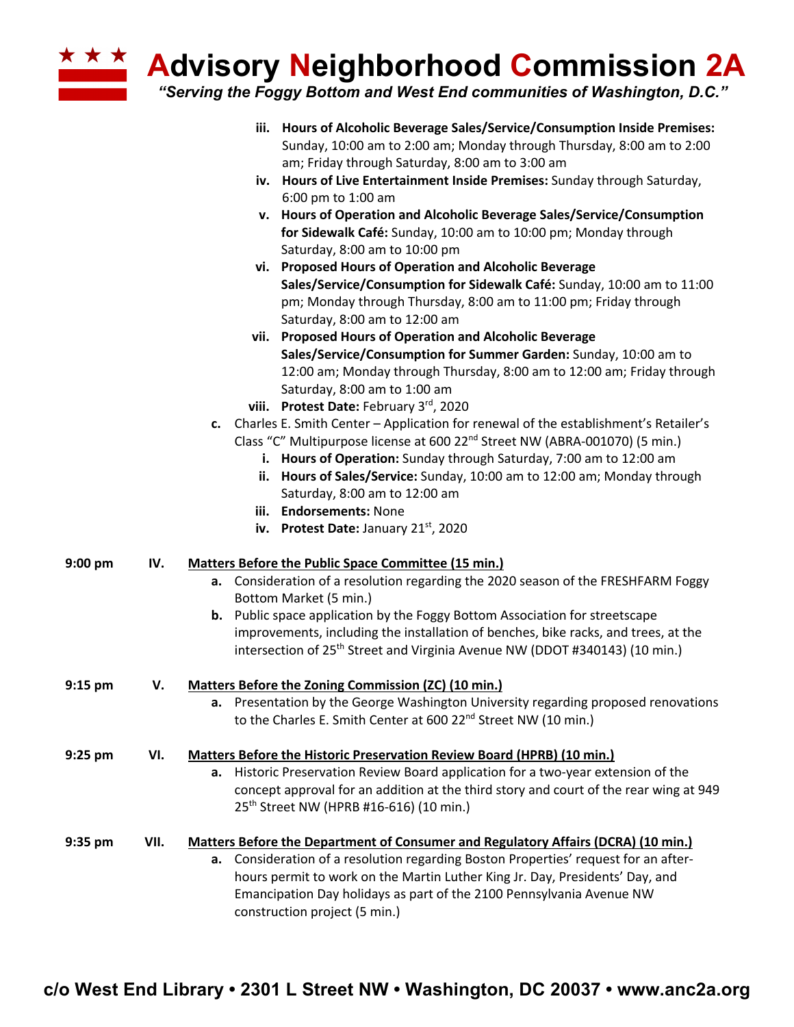iii. **Hours of Alcoholic Beverage Sales/Service/Consumption Inside Premises:** Sunday, 10:00 am to 2:00 am; Monday through Thursday, 8:00 am to 2:00 am; Friday through Saturday, 8:00 am to 3:00 am

iv. **Hours of Live Entertainment Inside Premises:** Sunday through Saturday, 6:00 pm to 1:00 am

v. **Hours of Operation and Alcoholic Beverage Sales/Service/Consumption for Sidewalk Café:** Sunday, 10:00 am to 10:00 pm; Monday through Saturday, 8:00 am to 10:00 pm

vi. **Proposed Hours of Operation and Alcoholic Beverage Sales/Service/Consumption for Sidewalk Café:** Sunday, 10:00 am to 11:00 pm; Monday through Thursday, 8:00 am to 11:00 pm; Friday through Saturday, 8:00 am to 12:00 am

vii. **Proposed Hours of Operation and Alcoholic Beverage Sales/Service/Consumption for Summer Garden:** Sunday, 10:00 am to 12:00 am; Monday through Thursday, 8:00 am to 12:00 am; Friday through Saturday, 8:00 am to 1:00 am

viii. **Protest Date:** February 3rd, 2020

**c.** Charles E. Smith Center – Application for renewal of the establishment's Retailer's Class "C" Multipurpose license at 600 22nd Street NW (ABRA-001070) (5 min.)

i. **Hours of Operation:** Sunday through Saturday, 7:00 am to 12:00 am

ii. **Hours of Sales/Service:** Sunday, 10:00 am to 12:00 am; Monday through Saturday, 8:00 am to 12:00 am

iii. **Endorsements:** None

iv. **Protest Date:** January 21st, 2020

**9:00 pm IV. Matters Before the Public Space Committee (15 min.)**

**a.** Consideration of a resolution regarding the 2020 season of the FRESHFARM Foggy Bottom Market (5 min.)

**b.** Public space application by the Foggy Bottom Association for streetscape improvements, including the installation of benches, bike racks, and trees, at the intersection of 25th Street and Virginia Avenue NW (DDOT #340143) (10 min.)

**9:15 pm V. Matters Before the Zoning Commission (ZC) (10 min.)**

**a.** Presentation by the George Washington University regarding proposed renovations to the Charles E. Smith Center at 600 22nd Street NW (10 min.)

**9:25 pm VI. Matters Before the Historic Preservation Review Board (HPRB) (10 min.)**

**a.** Historic Preservation Review Board application for a two-year extension of the concept approval for an addition at the third story and court of the rear wing at 949 25th Street NW (HPRB #16-616) (10 min.)

**9:35 pm VII. Matters Before the Department of Consumer and Regulatory Affairs (DCRA) (10 min.)**

**a.** Consideration of a resolution regarding Boston Properties' request for an after-hours permit to work on the Martin Luther King Jr. Day, Presidents' Day, and Emancipation Day holidays as part of the 2100 Pennsylvania Avenue NW construction project (5 min.)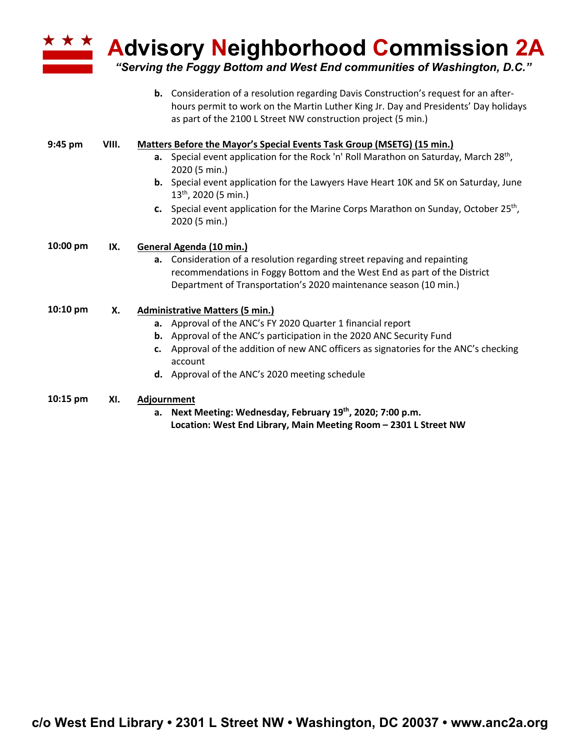b. Consideration of a resolution regarding Davis Construction's request for an after-hours permit to work on the Martin Luther King Jr. Day and Presidents' Day holidays as part of the 2100 L Street NW construction project (5 min.)

**9:45 pm VIII. Matters Before the Mayor's Special Events Task Group (MSETG) (15 min.)**

- **a.** Special event application for the Rock 'n' Roll Marathon on Saturday, March 28th, 2020 (5 min.)
- **b.** Special event application for the Lawyers Have Heart 10K and 5K on Saturday, June 13th, 2020 (5 min.)
- **c.** Special event application for the Marine Corps Marathon on Sunday, October 25th, 2020 (5 min.)

**10:00 pm IX. General Agenda (10 min.)**

- **a.** Consideration of a resolution regarding street repaving and repainting recommendations in Foggy Bottom and the West End as part of the District Department of Transportation's 2020 maintenance season (10 min.)

**10:10 pm X. Administrative Matters (5 min.)**

- **a.** Approval of the ANC's FY 2020 Quarter 1 financial report
- **b.** Approval of the ANC's participation in the 2020 ANC Security Fund
- **c.** Approval of the addition of new ANC officers as signatories for the ANC's checking account
- **d.** Approval of the ANC's 2020 meeting schedule

**10:15 pm XI. Adjournment**

- **a. Next Meeting: Wednesday, February 19th, 2020; 7:00 p.m.**
  **Location: West End Library, Main Meeting Room – 2301 L Street NW**